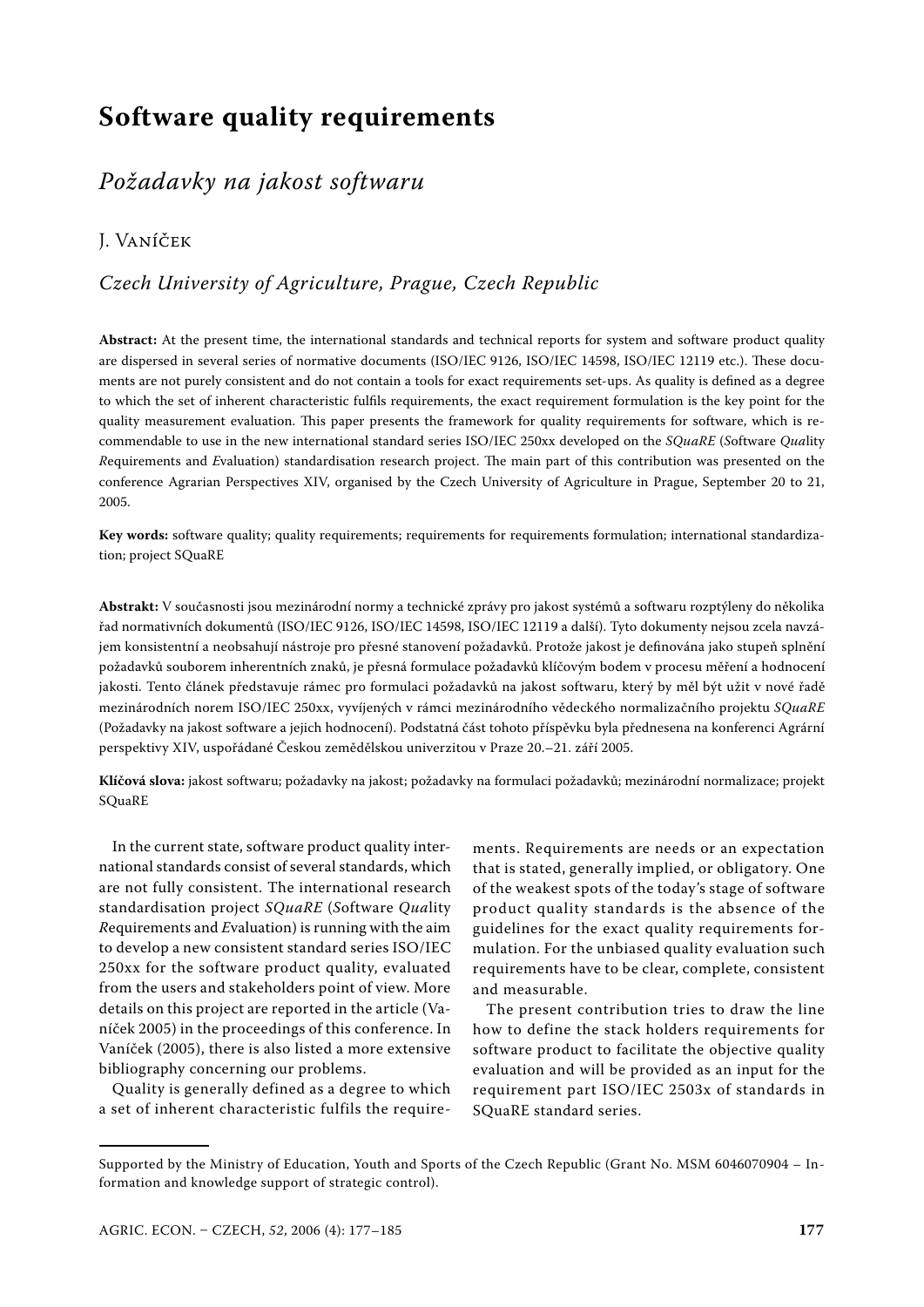# Software quality requirements

## *Požadavky na jakost softwaru*

J. Vaníček

*Czech University of Agriculture, Prague, Czech Republic*

**Abstract:** At the present time, the international standards and technical reports for system and software product quality are dispersed in several series of normative documents (ISO/IEC 9126, ISO/IEC 14598, ISO/IEC 12119 etc.). These documents are not purely consistent and do not contain a tools for exact requirements set-ups. As quality is defined as a degree to which the set of inherent characteristic fulfils requirements, the exact requirement formulation is the key point for the quality measurement evaluation. This paper presents the framework for quality requirements for software, which is recommendable to use in the new international standard series ISO/IEC 250xx developed on the *SQuaRE* (*S*oftware *Qua*lity *R*equirements and *E*valuation) standardisation research project. The main part of this contribution was presented on the conference Agrarian Perspectives XIV, organised by the Czech University of Agriculture in Prague, September 20 to 21, 2005.

**Key words:** software quality; quality requirements; requirements for requirements formulation; international standardization; project SQuaRE

**Abstrakt:** V současnosti jsou mezinárodní normy a technické zprávy pro jakost systémů a softwaru rozptýleny do několika řad normativních dokumentů (ISO/IEC 9126, ISO/IEC 14598, ISO/IEC 12119 a další). Tyto dokumenty nejsou zcela navzájem konsistentní a neobsahují nástroje pro přesné stanovení požadavků. Protože jakost je definována jako stupeň splnění požadavků souborem inherentních znaků, je přesná formulace požadavků klíčovým bodem v procesu měření a hodnocení jakosti. Tento článek představuje rámec pro formulaci požadavků na jakost softwaru, který by měl být užit v nové řadě mezinárodních norem ISO/IEC 250xx, vyvíjených v rámci mezinárodního vědeckého normalizačního projektu *SQuaRE* (Požadavky na jakost software a jejich hodnocení). Podstatná část tohoto příspěvku byla přednesena na konferenci Agrární perspektivy XIV, uspořádané Českou zemědělskou univerzitou v Praze 20.–21. září 2005.

**Klíčová slova:** jakost softwaru; požadavky na jakost; požadavky na formulaci požadavků; mezinárodní normalizace; projekt SQuaRE

In the current state, software product quality international standards consist of several standards, which are not fully consistent. The international research standardisation project *SQuaRE* (*S*oftware *Qua*lity *R*equirements and *E*valuation) is running with the aim to develop a new consistent standard series ISO/IEC 250xx for the software product quality, evaluated from the users and stakeholders point of view. More details on this project are reported in the article (Vaníček 2005) in the proceedings of this conference. In Vaníček (2005), there is also listed a more extensive bibliography concerning our problems.

Quality is generally defined as a degree to which a set of inherent characteristic fulfils the requirements. Requirements are needs or an expectation that is stated, generally implied, or obligatory. One of the weakest spots of the today's stage of software product quality standards is the absence of the guidelines for the exact quality requirements formulation. For the unbiased quality evaluation such requirements have to be clear, complete, consistent and measurable.

The present contribution tries to draw the line how to define the stack holders requirements for software product to facilitate the objective quality evaluation and will be provided as an input for the requirement part ISO/IEC 2503x of standards in SQuaRE standard series.

---

Supported by the Ministry of Education, Youth and Sports of the Czech Republic (Grant No. MSM 6046070904 – Information and knowledge support of strategic control).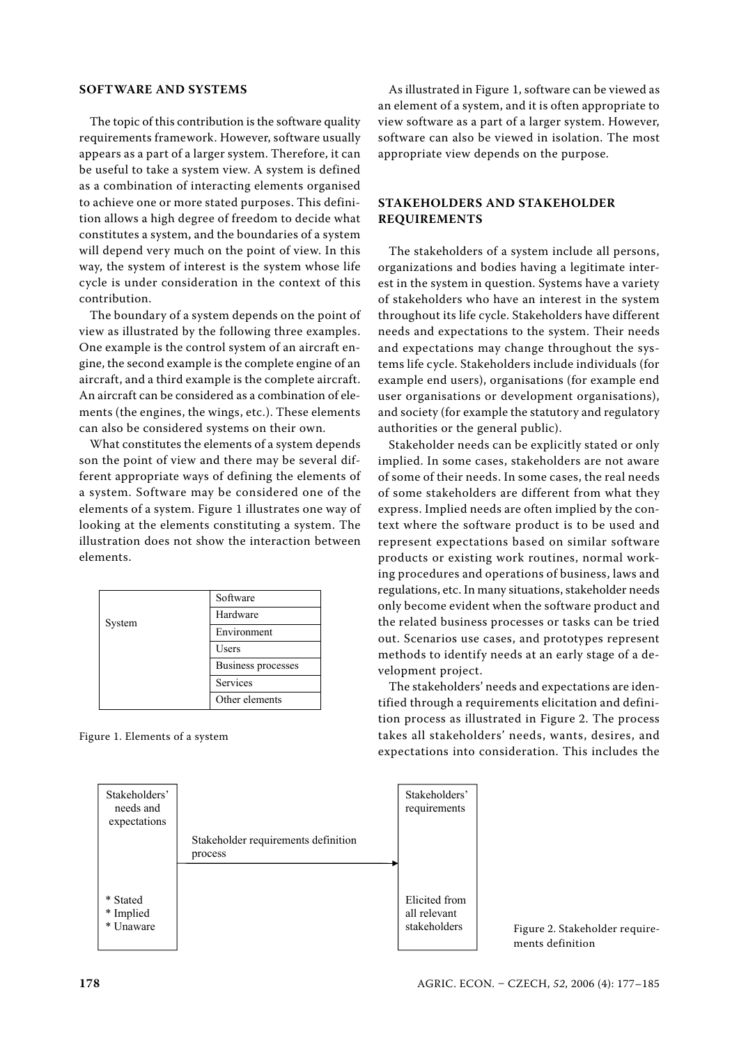## SOFTWARE AND SYSTEMS

The topic of this contribution is the software quality requirements framework. However, software usually appears as a part of a larger system. Therefore, it can be useful to take a system view. A system is defined as a combination of interacting elements organised to achieve one or more stated purposes. This definition allows a high degree of freedom to decide what constitutes a system, and the boundaries of a system will depend very much on the point of view. In this way, the system of interest is the system whose life cycle is under consideration in the context of this contribution.

The boundary of a system depends on the point of view as illustrated by the following three examples. One example is the control system of an aircraft engine, the second example is the complete engine of an aircraft, and a third example is the complete aircraft. An aircraft can be considered as a combination of elements (the engines, the wings, etc.). These elements can also be considered systems on their own.

What constitutes the elements of a system depends son the point of view and there may be several different appropriate ways of defining the elements of a system. Software may be considered one of the elements of a system. Figure 1 illustrates one way of looking at the elements constituting a system. The illustration does not show the interaction between elements.

| | |
|---|---|
| System | Software |
| | Hardware |
| | Environment |
| | Users |
| | Business processes |
| | Services |
| | Other elements |

Figure 1. Elements of a system

As illustrated in Figure 1, software can be viewed as an element of a system, and it is often appropriate to view software as a part of a larger system. However, software can also be viewed in isolation. The most appropriate view depends on the purpose.

## STAKEHOLDERS AND STAKEHOLDER REQUIREMENTS

The stakeholders of a system include all persons, organizations and bodies having a legitimate interest in the system in question. Systems have a variety of stakeholders who have an interest in the system throughout its life cycle. Stakeholders have different needs and expectations to the system. Their needs and expectations may change throughout the systems life cycle. Stakeholders include individuals (for example end users), organisations (for example end user organisations or development organisations), and society (for example the statutory and regulatory authorities or the general public).

Stakeholder needs can be explicitly stated or only implied. In some cases, stakeholders are not aware of some of their needs. In some cases, the real needs of some stakeholders are different from what they express. Implied needs are often implied by the context where the software product is to be used and represent expectations based on similar software products or existing work routines, normal working procedures and operations of business, laws and regulations, etc. In many situations, stakeholder needs only become evident when the software product and the related business processes or tasks can be tried out. Scenarios use cases, and prototypes represent methods to identify needs at an early stage of a development project.

The stakeholders' needs and expectations are identified through a requirements elicitation and definition process as illustrated in Figure 2. The process takes all stakeholders' needs, wants, desires, and expectations into consideration. This includes the

Stakeholders' needs and expectations

* Stated
* Implied
* Unaware

Stakeholder requirements definition process

Stakeholders' requirements

Elicited from all relevant stakeholders

Figure 2. Stakeholder requirements definition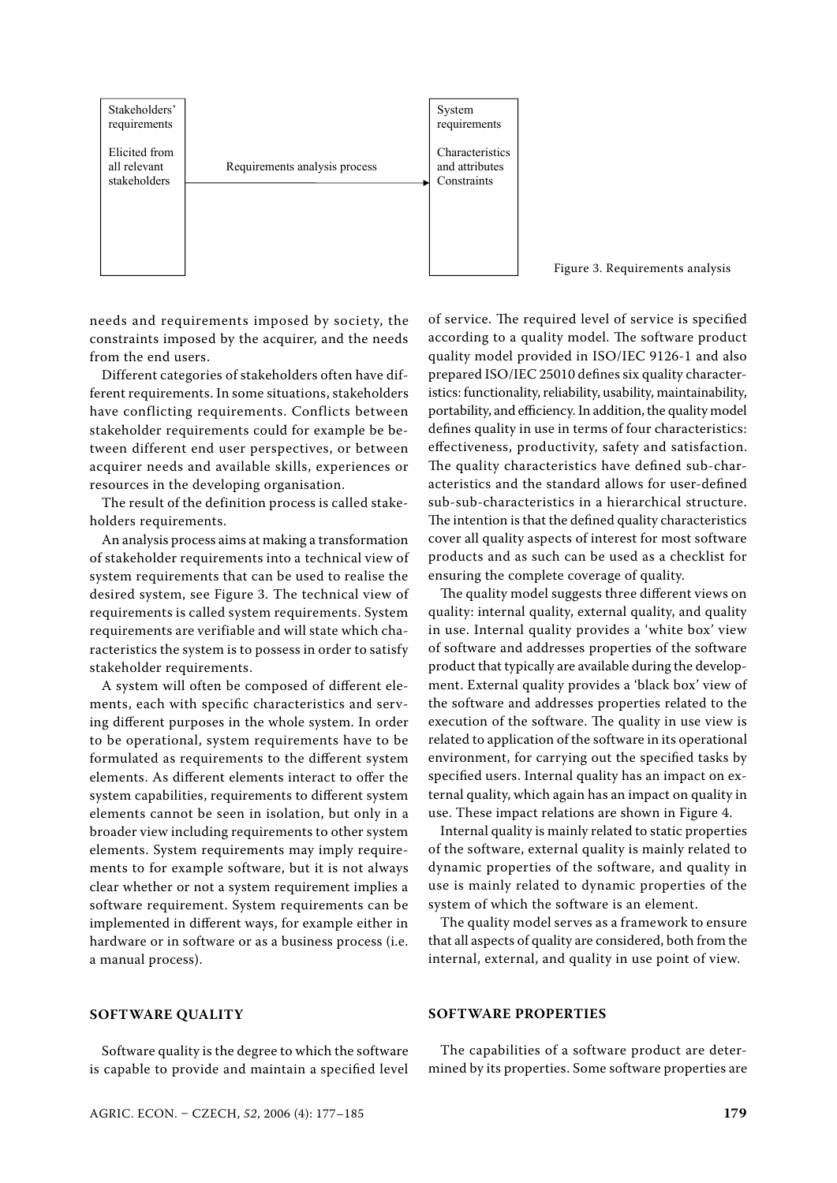Stakeholders' requirements

Elicited from all relevant stakeholders

Requirements analysis process

System requirements

Characteristics and attributes Constraints

Figure 3. Requirements analysis

needs and requirements imposed by society, the constraints imposed by the acquirer, and the needs from the end users.

Different categories of stakeholders often have different requirements. In some situations, stakeholders have conflicting requirements. Conflicts between stakeholder requirements could for example be between different end user perspectives, or between acquirer needs and available skills, experiences or resources in the developing organisation.

The result of the definition process is called stakeholders requirements.

An analysis process aims at making a transformation of stakeholder requirements into a technical view of system requirements that can be used to realise the desired system, see Figure 3. The technical view of requirements is called system requirements. System requirements are verifiable and will state which characteristics the system is to possess in order to satisfy stakeholder requirements.

A system will often be composed of different elements, each with specific characteristics and serving different purposes in the whole system. In order to be operational, system requirements have to be formulated as requirements to the different system elements. As different elements interact to offer the system capabilities, requirements to different system elements cannot be seen in isolation, but only in a broader view including requirements to other system elements. System requirements may imply requirements to for example software, but it is not always clear whether or not a system requirement implies a software requirement. System requirements can be implemented in different ways, for example either in hardware or in software or as a business process (i.e. a manual process).

## SOFTWARE QUALITY

Software quality is the degree to which the software is capable to provide and maintain a specified level of service. The required level of service is specified according to a quality model. The software product quality model provided in ISO/IEC 9126-1 and also prepared ISO/IEC 25010 defines six quality characteristics: functionality, reliability, usability, maintainability, portability, and efficiency. In addition, the quality model defines quality in use in terms of four characteristics: effectiveness, productivity, safety and satisfaction. The quality characteristics have defined sub-characteristics and the standard allows for user-defined sub-sub-characteristics in a hierarchical structure. The intention is that the defined quality characteristics cover all quality aspects of interest for most software products and as such can be used as a checklist for ensuring the complete coverage of quality.

The quality model suggests three different views on quality: internal quality, external quality, and quality in use. Internal quality provides a 'white box' view of software and addresses properties of the software product that typically are available during the development. External quality provides a 'black box' view of the software and addresses properties related to the execution of the software. The quality in use view is related to application of the software in its operational environment, for carrying out the specified tasks by specified users. Internal quality has an impact on external quality, which again has an impact on quality in use. These impact relations are shown in Figure 4.

Internal quality is mainly related to static properties of the software, external quality is mainly related to dynamic properties of the software, and quality in use is mainly related to dynamic properties of the system of which the software is an element.

The quality model serves as a framework to ensure that all aspects of quality are considered, both from the internal, external, and quality in use point of view.

## SOFTWARE PROPERTIES

The capabilities of a software product are determined by its properties. Some software properties are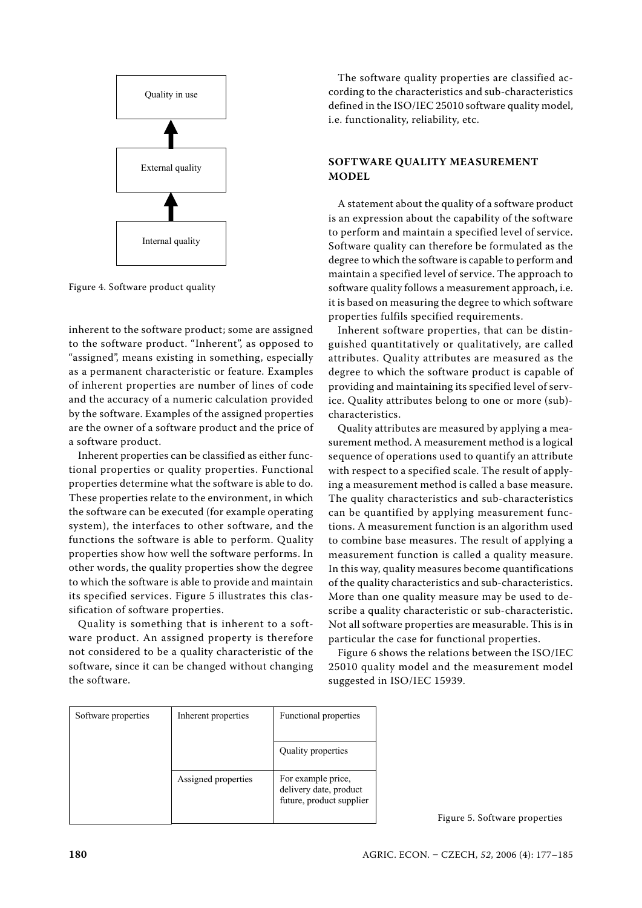Quality in use

External quality

Internal quality

Figure 4. Software product quality

inherent to the software product; some are assigned to the software product. "Inherent", as opposed to "assigned", means existing in something, especially as a permanent characteristic or feature. Examples of inherent properties are number of lines of code and the accuracy of a numeric calculation provided by the software. Examples of the assigned properties are the owner of a software product and the price of a software product.

Inherent properties can be classified as either functional properties or quality properties. Functional properties determine what the software is able to do. These properties relate to the environment, in which the software can be executed (for example operating system), the interfaces to other software, and the functions the software is able to perform. Quality properties show how well the software performs. In other words, the quality properties show the degree to which the software is able to provide and maintain its specified services. Figure 5 illustrates this classification of software properties.

Quality is something that is inherent to a software product. An assigned property is therefore not considered to be a quality characteristic of the software, since it can be changed without changing the software.

The software quality properties are classified according to the characteristics and sub-characteristics defined in the ISO/IEC 25010 software quality model, i.e. functionality, reliability, etc.

## SOFTWARE QUALITY MEASUREMENT MODEL

A statement about the quality of a software product is an expression about the capability of the software to perform and maintain a specified level of service. Software quality can therefore be formulated as the degree to which the software is capable to perform and maintain a specified level of service. The approach to software quality follows a measurement approach, i.e. it is based on measuring the degree to which software properties fulfils specified requirements.

Inherent software properties, that can be distinguished quantitatively or qualitatively, are called attributes. Quality attributes are measured as the degree to which the software product is capable of providing and maintaining its specified level of service. Quality attributes belong to one or more (sub)-characteristics.

Quality attributes are measured by applying a measurement method. A measurement method is a logical sequence of operations used to quantify an attribute with respect to a specified scale. The result of applying a measurement method is called a base measure. The quality characteristics and sub-characteristics can be quantified by applying measurement functions. A measurement function is an algorithm used to combine base measures. The result of applying a measurement function is called a quality measure. In this way, quality measures become quantifications of the quality characteristics and sub-characteristics. More than one quality measure may be used to describe a quality characteristic or sub-characteristic. Not all software properties are measurable. This is in particular the case for functional properties.

Figure 6 shows the relations between the ISO/IEC 25010 quality model and the measurement model suggested in ISO/IEC 15939.

| | | |
|---|---|---|
| Software properties | Inherent properties | Functional properties |
| | | Quality properties |
| | Assigned properties | For example price, delivery date, product future, product supplier |

Figure 5. Software properties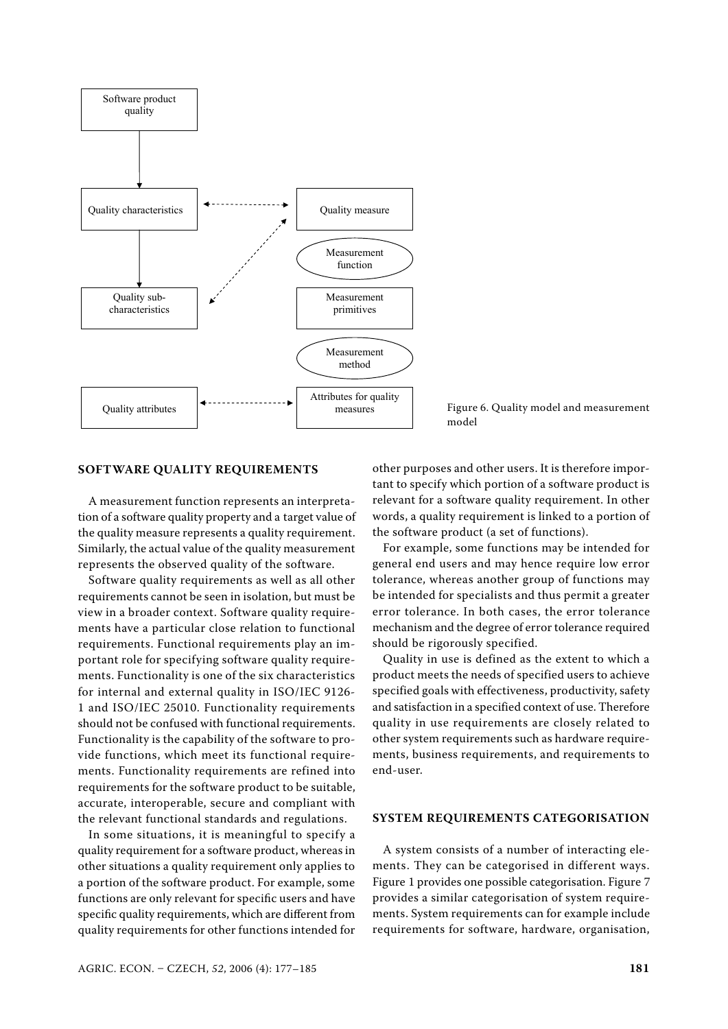Software product quality

Quality characteristics

Quality measure

Measurement function

Quality sub-characteristics

Measurement primitives

Measurement method

Quality attributes

Attributes for quality measures

Figure 6. Quality model and measurement model

## SOFTWARE QUALITY REQUIREMENTS

A measurement function represents an interpretation of a software quality property and a target value of the quality measure represents a quality requirement. Similarly, the actual value of the quality measurement represents the observed quality of the software.

Software quality requirements as well as all other requirements cannot be seen in isolation, but must be view in a broader context. Software quality requirements have a particular close relation to functional requirements. Functional requirements play an important role for specifying software quality requirements. Functionality is one of the six characteristics for internal and external quality in ISO/IEC 9126-1 and ISO/IEC 25010. Functionality requirements should not be confused with functional requirements. Functionality is the capability of the software to provide functions, which meet its functional requirements. Functionality requirements are refined into requirements for the software product to be suitable, accurate, interoperable, secure and compliant with the relevant functional standards and regulations.

In some situations, it is meaningful to specify a quality requirement for a software product, whereas in other situations a quality requirement only applies to a portion of the software product. For example, some functions are only relevant for specific users and have specific quality requirements, which are different from quality requirements for other functions intended for other purposes and other users. It is therefore important to specify which portion of a software product is relevant for a software quality requirement. In other words, a quality requirement is linked to a portion of the software product (a set of functions).

For example, some functions may be intended for general end users and may hence require low error tolerance, whereas another group of functions may be intended for specialists and thus permit a greater error tolerance. In both cases, the error tolerance mechanism and the degree of error tolerance required should be rigorously specified.

Quality in use is defined as the extent to which a product meets the needs of specified users to achieve specified goals with effectiveness, productivity, safety and satisfaction in a specified context of use. Therefore quality in use requirements are closely related to other system requirements such as hardware requirements, business requirements, and requirements to end-user.

## SYSTEM REQUIREMENTS CATEGORISATION

A system consists of a number of interacting elements. They can be categorised in different ways. Figure 1 provides one possible categorisation. Figure 7 provides a similar categorisation of system requirements. System requirements can for example include requirements for software, hardware, organisation,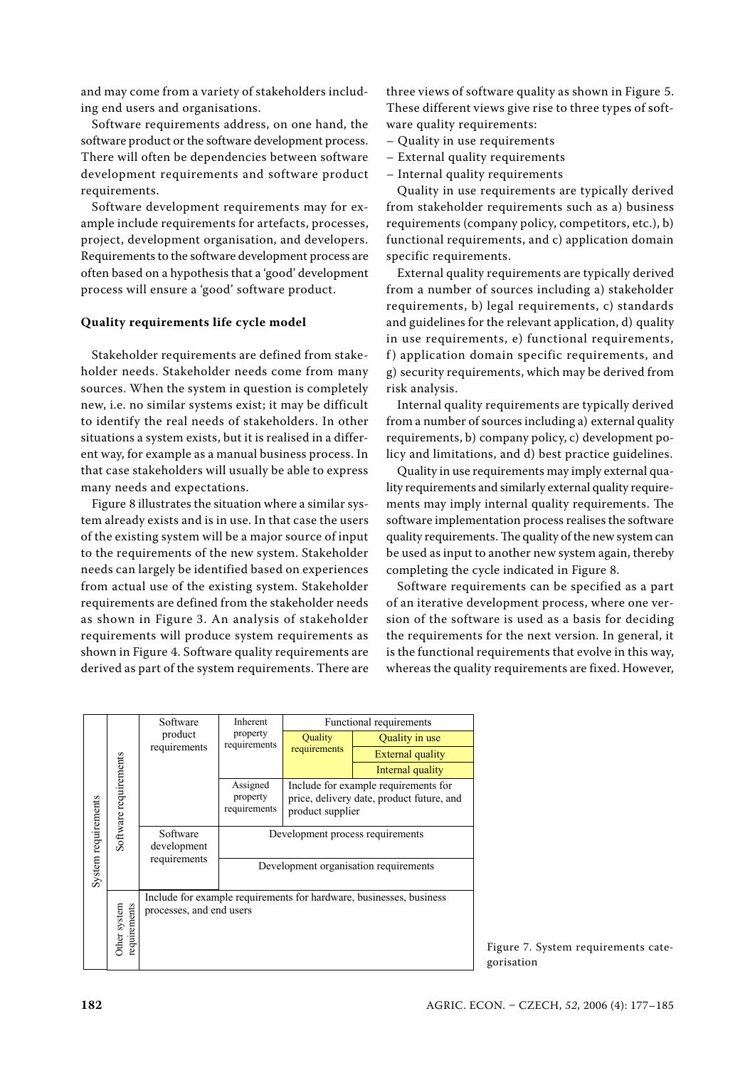and may come from a variety of stakeholders including end users and organisations.

Software requirements address, on one hand, the software product or the software development process. There will often be dependencies between software development requirements and software product requirements.

Software development requirements may for example include requirements for artefacts, processes, project, development organisation, and developers. Requirements to the software development process are often based on a hypothesis that a 'good' development process will ensure a 'good' software product.

**Quality requirements life cycle model**

Stakeholder requirements are defined from stakeholder needs. Stakeholder needs come from many sources. When the system in question is completely new, i.e. no similar systems exist; it may be difficult to identify the real needs of stakeholders. In other situations a system exists, but it is realised in a different way, for example as a manual business process. In that case stakeholders will usually be able to express many needs and expectations.

Figure 8 illustrates the situation where a similar system already exists and is in use. In that case the users of the existing system will be a major source of input to the requirements of the new system. Stakeholder needs can largely be identified based on experiences from actual use of the existing system. Stakeholder requirements are defined from the stakeholder needs as shown in Figure 3. An analysis of stakeholder requirements will produce system requirements as shown in Figure 4. Software quality requirements are derived as part of the system requirements. There are three views of software quality as shown in Figure 5. These different views give rise to three types of software quality requirements:

– Quality in use requirements
– External quality requirements
– Internal quality requirements

Quality in use requirements are typically derived from stakeholder requirements such as a) business requirements (company policy, competitors, etc.), b) functional requirements, and c) application domain specific requirements.

External quality requirements are typically derived from a number of sources including a) stakeholder requirements, b) legal requirements, c) standards and guidelines for the relevant application, d) quality in use requirements, e) functional requirements, f) application domain specific requirements, and g) security requirements, which may be derived from risk analysis.

Internal quality requirements are typically derived from a number of sources including a) external quality requirements, b) company policy, c) development policy and limitations, and d) best practice guidelines.

Quality in use requirements may imply external quality requirements and similarly external quality requirements may imply internal quality requirements. The software implementation process realises the software quality requirements. The quality of the new system can be used as input to another new system again, thereby completing the cycle indicated in Figure 8.

Software requirements can be specified as a part of an iterative development process, where one version of the software is used as a basis for deciding the requirements for the next version. In general, it is the functional requirements that evolve in this way, whereas the quality requirements are fixed. However,

| | | | | | |
|---|---|---|---|---|---|
| System requirements | Software requirements | Software product requirements | Inherent property requirements | Functional requirements | |
| | | | | Quality requirements | Quality in use |
| | | | | | External quality |
| | | | | | Internal quality |
| | | | Assigned property requirements | Include for example requirements for price, delivery date, product future, and product supplier | |
| | | Software development requirements | Development process requirements | | |
| | | | Development organisation requirements | | |
| | Other system requirements | Include for example requirements for hardware, businesses, business processes, and end users | | | |

Figure 7. System requirements categorisation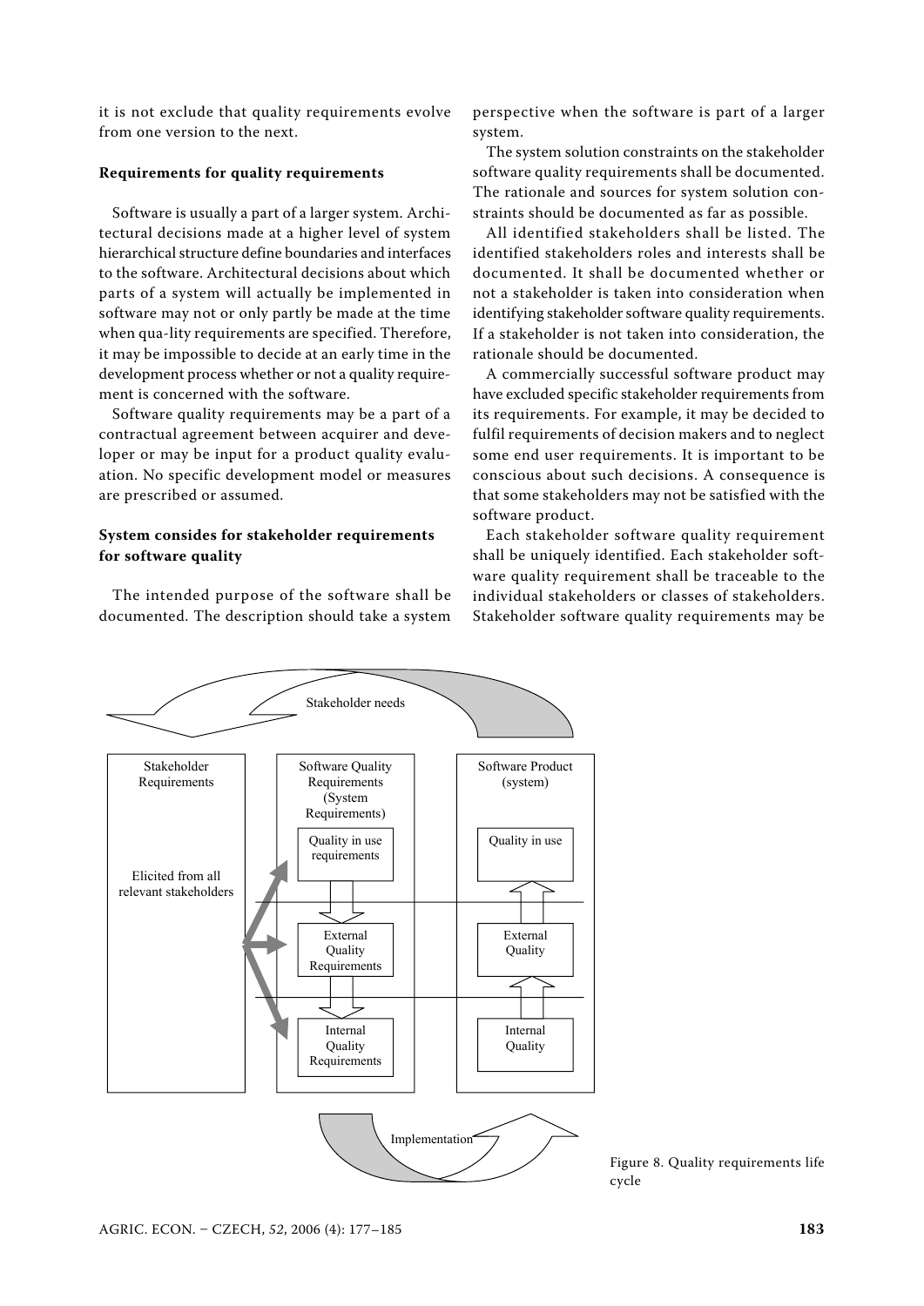it is not exclude that quality requirements evolve from one version to the next.

**Requirements for quality requirements**

Software is usually a part of a larger system. Architectural decisions made at a higher level of system hierarchical structure define boundaries and interfaces to the software. Architectural decisions about which parts of a system will actually be implemented in software may not or only partly be made at the time when qua-lity requirements are specified. Therefore, it may be impossible to decide at an early time in the development process whether or not a quality requirement is concerned with the software.

Software quality requirements may be a part of a contractual agreement between acquirer and developer or may be input for a product quality evaluation. No specific development model or measures are prescribed or assumed.

**System consides for stakeholder requirements for software quality**

The intended purpose of the software shall be documented. The description should take a system perspective when the software is part of a larger system.

The system solution constraints on the stakeholder software quality requirements shall be documented. The rationale and sources for system solution constraints should be documented as far as possible.

All identified stakeholders shall be listed. The identified stakeholders roles and interests shall be documented. It shall be documented whether or not a stakeholder is taken into consideration when identifying stakeholder software quality requirements. If a stakeholder is not taken into consideration, the rationale should be documented.

A commercially successful software product may have excluded specific stakeholder requirements from its requirements. For example, it may be decided to fulfil requirements of decision makers and to neglect some end user requirements. It is important to be conscious about such decisions. A consequence is that some stakeholders may not be satisfied with the software product.

Each stakeholder software quality requirement shall be uniquely identified. Each stakeholder software quality requirement shall be traceable to the individual stakeholders or classes of stakeholders. Stakeholder software quality requirements may be

Stakeholder needs

Stakeholder Requirements

Elicited from all relevant stakeholders

Software Quality Requirements (System Requirements)

Quality in use requirements

External Quality Requirements

Internal Quality Requirements

Software Product (system)

Quality in use

External Quality

Internal Quality

Implementation

Figure 8. Quality requirements life cycle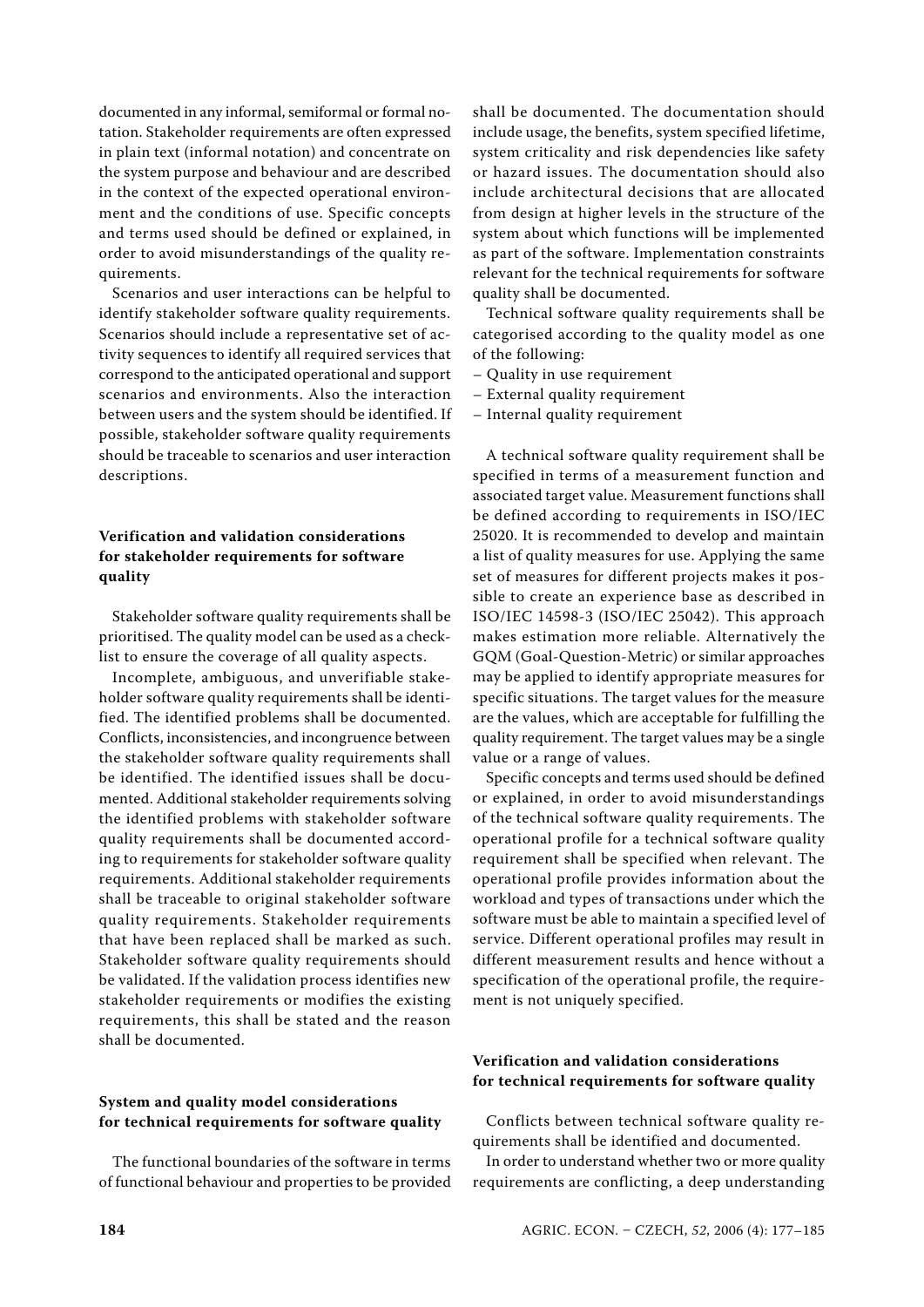documented in any informal, semiformal or formal notation. Stakeholder requirements are often expressed in plain text (informal notation) and concentrate on the system purpose and behaviour and are described in the context of the expected operational environment and the conditions of use. Specific concepts and terms used should be defined or explained, in order to avoid misunderstandings of the quality requirements.

Scenarios and user interactions can be helpful to identify stakeholder software quality requirements. Scenarios should include a representative set of activity sequences to identify all required services that correspond to the anticipated operational and support scenarios and environments. Also the interaction between users and the system should be identified. If possible, stakeholder software quality requirements should be traceable to scenarios and user interaction descriptions.

### Verification and validation considerations for stakeholder requirements for software quality

Stakeholder software quality requirements shall be prioritised. The quality model can be used as a checklist to ensure the coverage of all quality aspects.

Incomplete, ambiguous, and unverifiable stakeholder software quality requirements shall be identified. The identified problems shall be documented. Conflicts, inconsistencies, and incongruence between the stakeholder software quality requirements shall be identified. The identified issues shall be documented. Additional stakeholder requirements solving the identified problems with stakeholder software quality requirements shall be documented according to requirements for stakeholder software quality requirements. Additional stakeholder requirements shall be traceable to original stakeholder software quality requirements. Stakeholder requirements that have been replaced shall be marked as such. Stakeholder software quality requirements should be validated. If the validation process identifies new stakeholder requirements or modifies the existing requirements, this shall be stated and the reason shall be documented.

### System and quality model considerations for technical requirements for software quality

The functional boundaries of the software in terms of functional behaviour and properties to be provided shall be documented. The documentation should include usage, the benefits, system specified lifetime, system criticality and risk dependencies like safety or hazard issues. The documentation should also include architectural decisions that are allocated from design at higher levels in the structure of the system about which functions will be implemented as part of the software. Implementation constraints relevant for the technical requirements for software quality shall be documented.

Technical software quality requirements shall be categorised according to the quality model as one of the following:

- Quality in use requirement
- External quality requirement
- Internal quality requirement

A technical software quality requirement shall be specified in terms of a measurement function and associated target value. Measurement functions shall be defined according to requirements in ISO/IEC 25020. It is recommended to develop and maintain a list of quality measures for use. Applying the same set of measures for different projects makes it possible to create an experience base as described in ISO/IEC 14598-3 (ISO/IEC 25042). This approach makes estimation more reliable. Alternatively the GQM (Goal-Question-Metric) or similar approaches may be applied to identify appropriate measures for specific situations. The target values for the measure are the values, which are acceptable for fulfilling the quality requirement. The target values may be a single value or a range of values.

Specific concepts and terms used should be defined or explained, in order to avoid misunderstandings of the technical software quality requirements. The operational profile for a technical software quality requirement shall be specified when relevant. The operational profile provides information about the workload and types of transactions under which the software must be able to maintain a specified level of service. Different operational profiles may result in different measurement results and hence without a specification of the operational profile, the requirement is not uniquely specified.

### Verification and validation considerations for technical requirements for software quality

Conflicts between technical software quality requirements shall be identified and documented.

In order to understand whether two or more quality requirements are conflicting, a deep understanding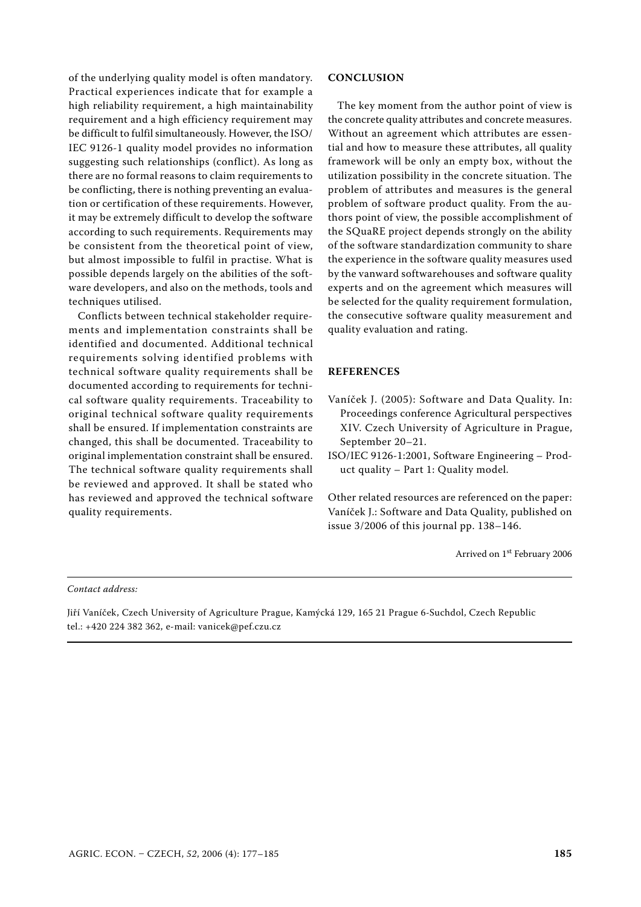of the underlying quality model is often mandatory. Practical experiences indicate that for example a high reliability requirement, a high maintainability requirement and a high efficiency requirement may be difficult to fulfil simultaneously. However, the ISO/IEC 9126-1 quality model provides no information suggesting such relationships (conflict). As long as there are no formal reasons to claim requirements to be conflicting, there is nothing preventing an evaluation or certification of these requirements. However, it may be extremely difficult to develop the software according to such requirements. Requirements may be consistent from the theoretical point of view, but almost impossible to fulfil in practise. What is possible depends largely on the abilities of the software developers, and also on the methods, tools and techniques utilised.

Conflicts between technical stakeholder requirements and implementation constraints shall be identified and documented. Additional technical requirements solving identified problems with technical software quality requirements shall be documented according to requirements for technical software quality requirements. Traceability to original technical software quality requirements shall be ensured. If implementation constraints are changed, this shall be documented. Traceability to original implementation constraint shall be ensured. The technical software quality requirements shall be reviewed and approved. It shall be stated who has reviewed and approved the technical software quality requirements.

## CONCLUSION

The key moment from the author point of view is the concrete quality attributes and concrete measures. Without an agreement which attributes are essential and how to measure these attributes, all quality framework will be only an empty box, without the utilization possibility in the concrete situation. The problem of attributes and measures is the general problem of software product quality. From the authors point of view, the possible accomplishment of the SQuaRE project depends strongly on the ability of the software standardization community to share the experience in the software quality measures used by the vanward softwarehouses and software quality experts and on the agreement which measures will be selected for the quality requirement formulation, the consecutive software quality measurement and quality evaluation and rating.

## REFERENCES

Vaníček J. (2005): Software and Data Quality. In: Proceedings conference Agricultural perspectives XIV. Czech University of Agriculture in Prague, September 20–21.

ISO/IEC 9126-1:2001, Software Engineering – Product quality – Part 1: Quality model.

Other related resources are referenced on the paper: Vaníček J.: Software and Data Quality, published on issue 3/2006 of this journal pp. 138–146.

Arrived on 1st February 2006

*Contact address:*

Jiří Vaníček, Czech University of Agriculture Prague, Kamýcká 129, 165 21 Prague 6-Suchdol, Czech Republic
tel.: +420 224 382 362, e-mail: vanicek@pef.czu.cz